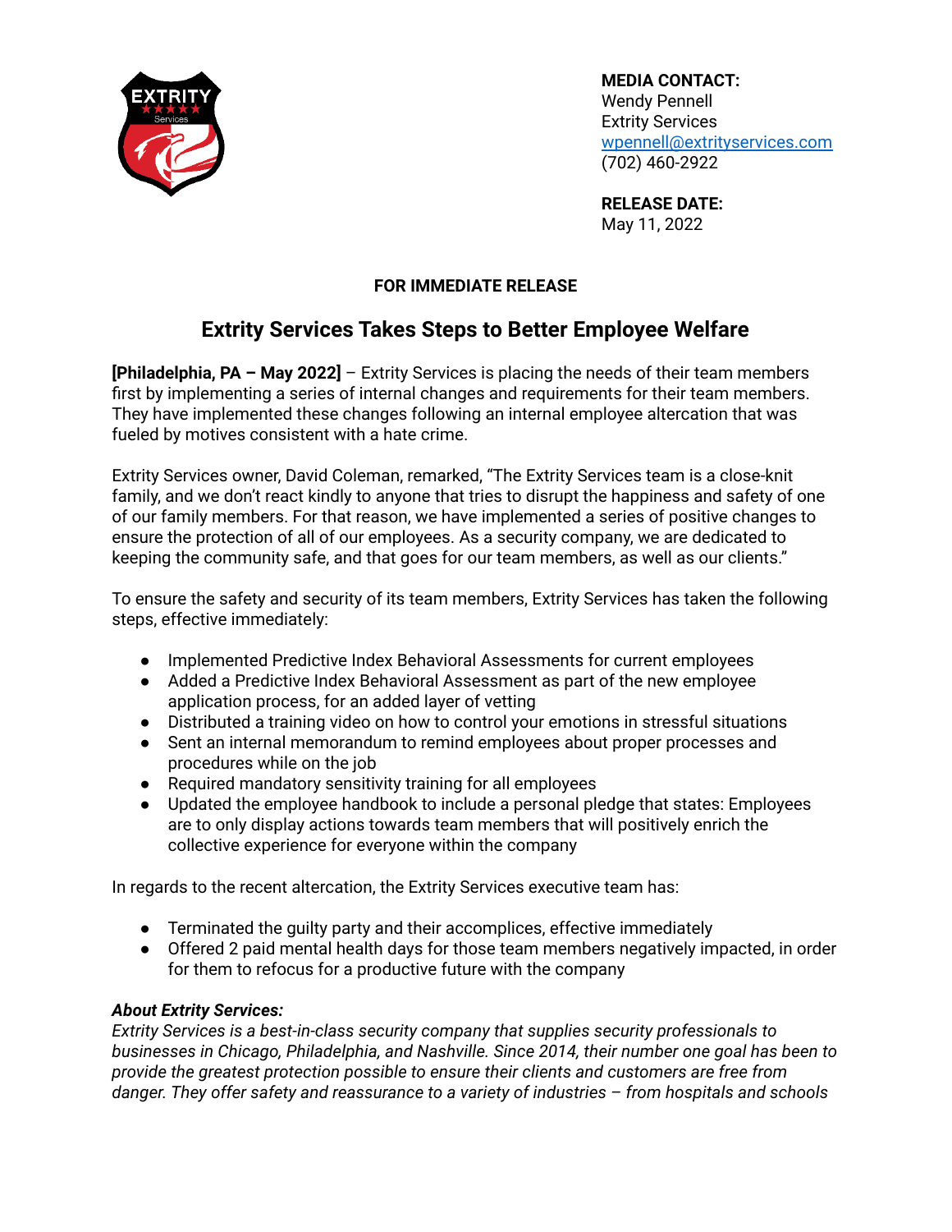**MEDIA CONTACT:**
Wendy Pennell
Extrity Services
wpennell@extrityservices.com
(702) 460-2922

**RELEASE DATE:**
May 11, 2022

**FOR IMMEDIATE RELEASE**

## Extrity Services Takes Steps to Better Employee Welfare

**[Philadelphia, PA – May 2022]** – Extrity Services is placing the needs of their team members first by implementing a series of internal changes and requirements for their team members. They have implemented these changes following an internal employee altercation that was fueled by motives consistent with a hate crime.

Extrity Services owner, David Coleman, remarked, "The Extrity Services team is a close-knit family, and we don't react kindly to anyone that tries to disrupt the happiness and safety of one of our family members. For that reason, we have implemented a series of positive changes to ensure the protection of all of our employees. As a security company, we are dedicated to keeping the community safe, and that goes for our team members, as well as our clients."

To ensure the safety and security of its team members, Extrity Services has taken the following steps, effective immediately:

- Implemented Predictive Index Behavioral Assessments for current employees
- Added a Predictive Index Behavioral Assessment as part of the new employee application process, for an added layer of vetting
- Distributed a training video on how to control your emotions in stressful situations
- Sent an internal memorandum to remind employees about proper processes and procedures while on the job
- Required mandatory sensitivity training for all employees
- Updated the employee handbook to include a personal pledge that states: Employees are to only display actions towards team members that will positively enrich the collective experience for everyone within the company

In regards to the recent altercation, the Extrity Services executive team has:

- Terminated the guilty party and their accomplices, effective immediately
- Offered 2 paid mental health days for those team members negatively impacted, in order for them to refocus for a productive future with the company

***About Extrity Services:***
*Extrity Services is a best-in-class security company that supplies security professionals to businesses in Chicago, Philadelphia, and Nashville. Since 2014, their number one goal has been to provide the greatest protection possible to ensure their clients and customers are free from danger. They offer safety and reassurance to a variety of industries – from hospitals and schools*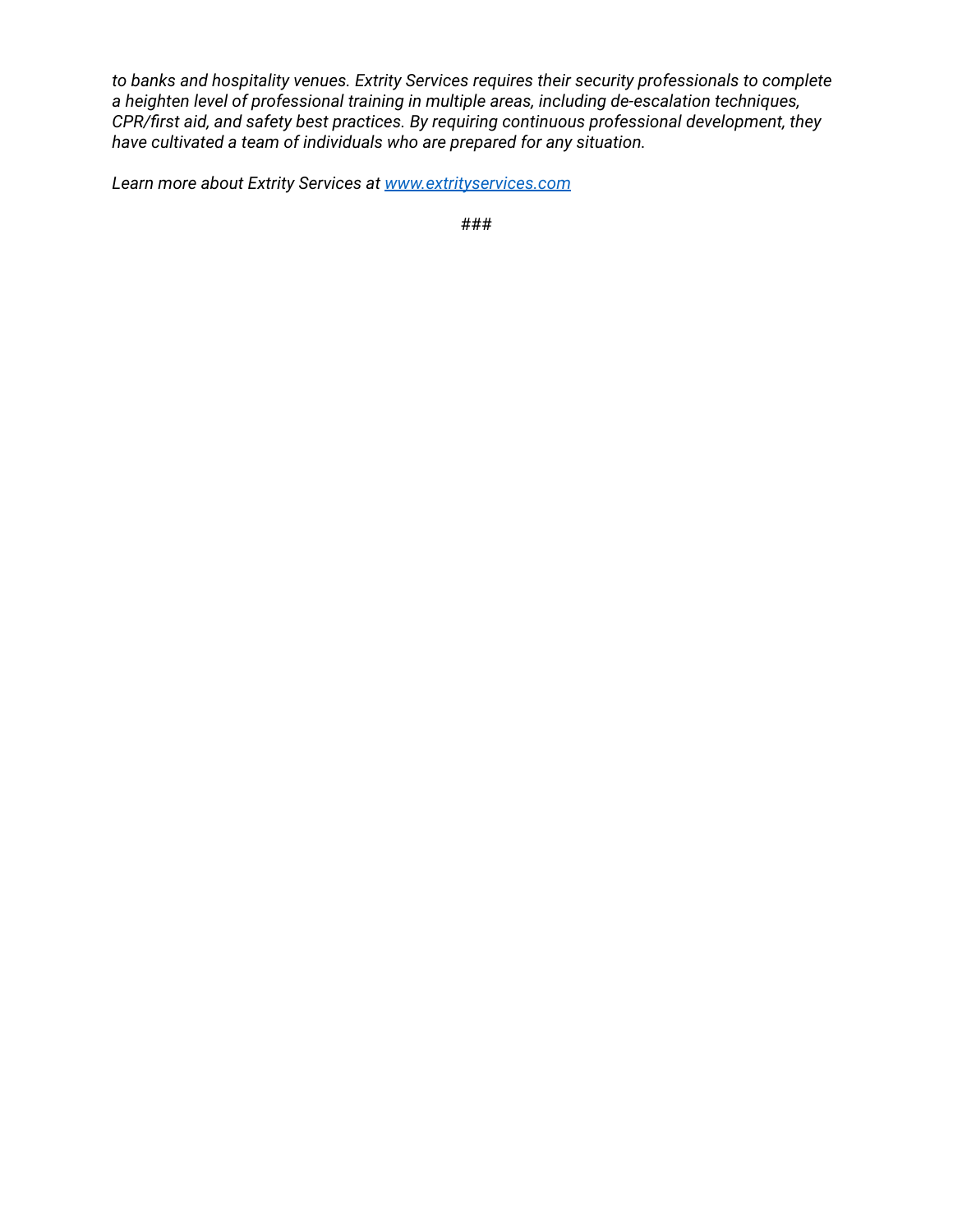*to banks and hospitality venues. Extrity Services requires their security professionals to complete a heighten level of professional training in multiple areas, including de-escalation techniques, CPR/first aid, and safety best practices. By requiring continuous professional development, they have cultivated a team of individuals who are prepared for any situation.*

*Learn more about Extrity Services at [www.extrityservices.com](http://www.extrityservices.com)*

###